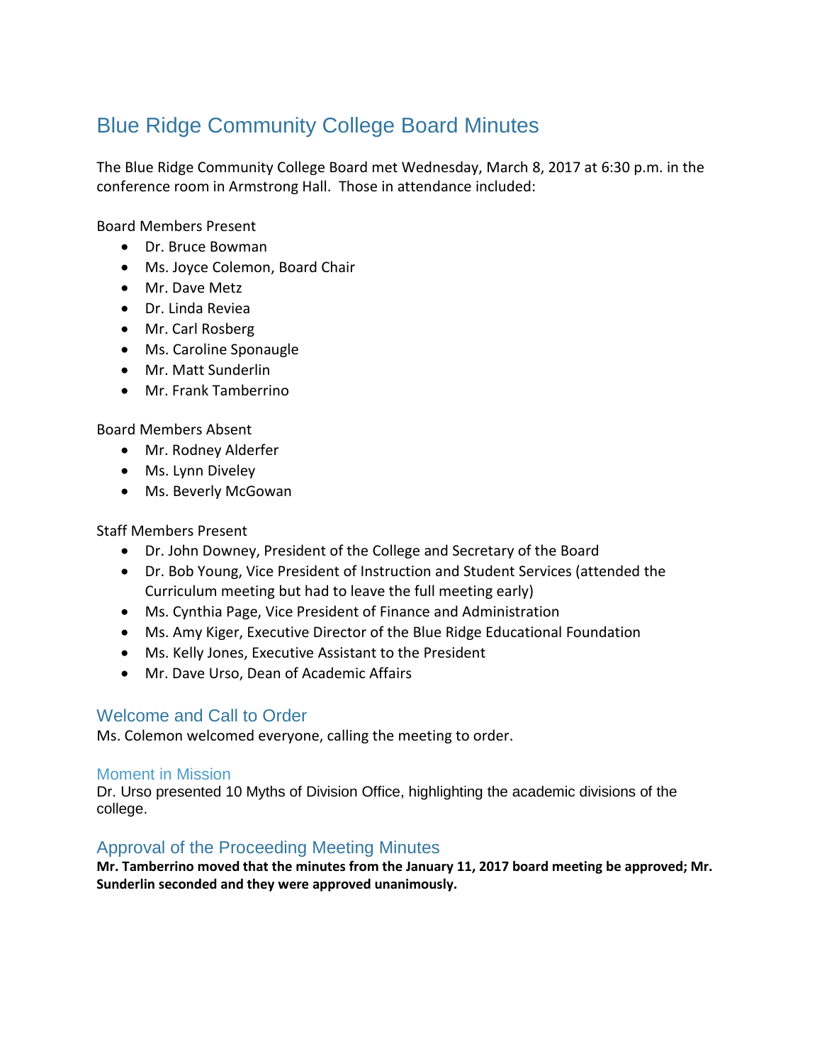# Blue Ridge Community College Board Minutes

The Blue Ridge Community College Board met Wednesday, March 8, 2017 at 6:30 p.m. in the conference room in Armstrong Hall. Those in attendance included:

Board Members Present

- Dr. Bruce Bowman
- Ms. Joyce Colemon, Board Chair
- Mr. Dave Metz
- Dr. Linda Reviea
- Mr. Carl Rosberg
- Ms. Caroline Sponaugle
- Mr. Matt Sunderlin
- Mr. Frank Tamberrino

Board Members Absent

- Mr. Rodney Alderfer
- Ms. Lynn Diveley
- Ms. Beverly McGowan

Staff Members Present

- Dr. John Downey, President of the College and Secretary of the Board
- Dr. Bob Young, Vice President of Instruction and Student Services (attended the Curriculum meeting but had to leave the full meeting early)
- Ms. Cynthia Page, Vice President of Finance and Administration
- Ms. Amy Kiger, Executive Director of the Blue Ridge Educational Foundation
- Ms. Kelly Jones, Executive Assistant to the President
- Mr. Dave Urso, Dean of Academic Affairs

## Welcome and Call to Order

Ms. Colemon welcomed everyone, calling the meeting to order.

### Moment in Mission

Dr. Urso presented 10 Myths of Division Office, highlighting the academic divisions of the college.

## Approval of the Proceeding Meeting Minutes

**Mr. Tamberrino moved that the minutes from the January 11, 2017 board meeting be approved; Mr. Sunderlin seconded and they were approved unanimously.**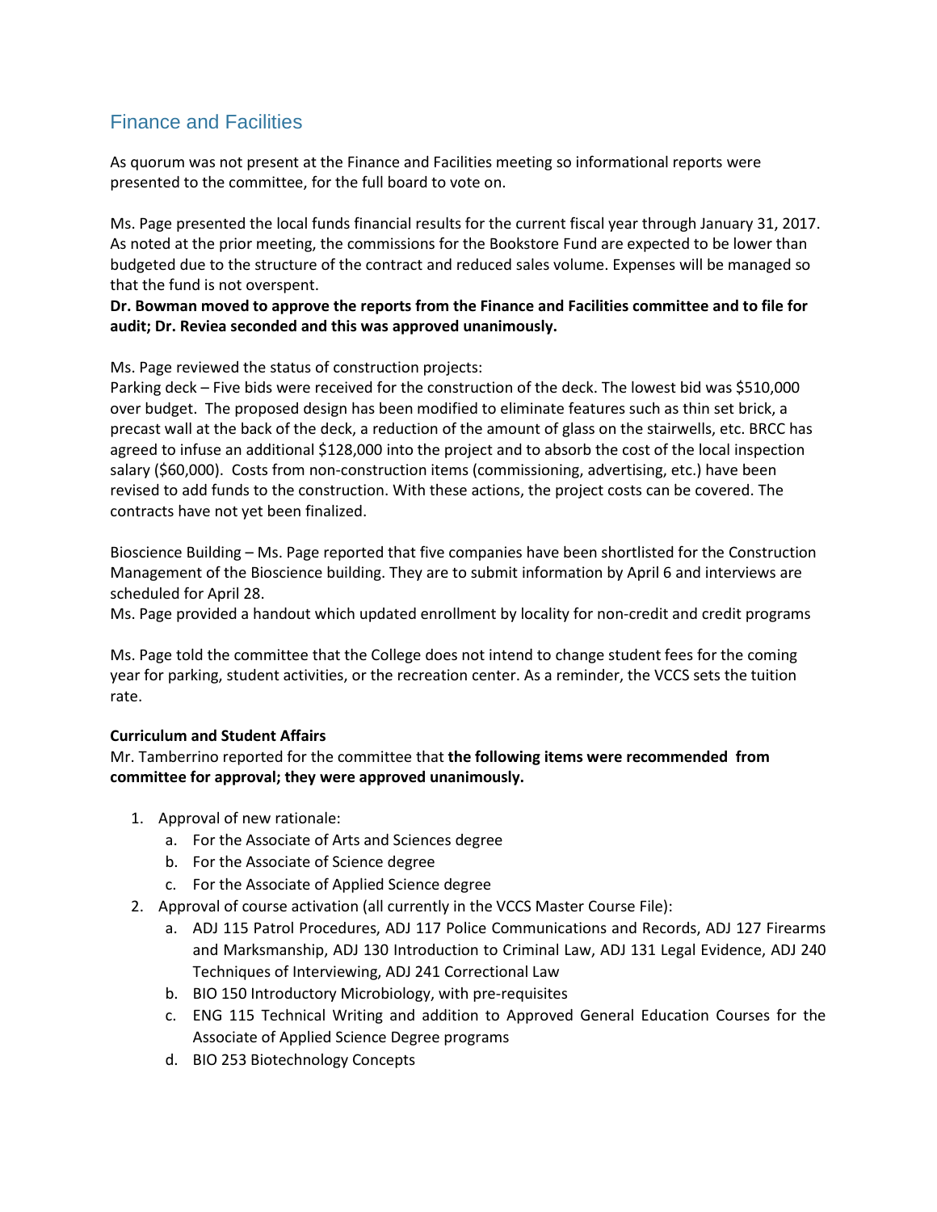## Finance and Facilities

As quorum was not present at the Finance and Facilities meeting so informational reports were presented to the committee, for the full board to vote on.

Ms. Page presented the local funds financial results for the current fiscal year through January 31, 2017. As noted at the prior meeting, the commissions for the Bookstore Fund are expected to be lower than budgeted due to the structure of the contract and reduced sales volume. Expenses will be managed so that the fund is not overspent.

**Dr. Bowman moved to approve the reports from the Finance and Facilities committee and to file for audit; Dr. Reviea seconded and this was approved unanimously.**

Ms. Page reviewed the status of construction projects:

Parking deck – Five bids were received for the construction of the deck. The lowest bid was $510,000 over budget. The proposed design has been modified to eliminate features such as thin set brick, a precast wall at the back of the deck, a reduction of the amount of glass on the stairwells, etc. BRCC has agreed to infuse an additional $128,000 into the project and to absorb the cost of the local inspection salary ($60,000). Costs from non-construction items (commissioning, advertising, etc.) have been revised to add funds to the construction. With these actions, the project costs can be covered. The contracts have not yet been finalized.

Bioscience Building – Ms. Page reported that five companies have been shortlisted for the Construction Management of the Bioscience building. They are to submit information by April 6 and interviews are scheduled for April 28.

Ms. Page provided a handout which updated enrollment by locality for non-credit and credit programs

Ms. Page told the committee that the College does not intend to change student fees for the coming year for parking, student activities, or the recreation center. As a reminder, the VCCS sets the tuition rate.

**Curriculum and Student Affairs**

Mr. Tamberrino reported for the committee that **the following items were recommended from committee for approval; they were approved unanimously.**

1. Approval of new rationale:
   a. For the Associate of Arts and Sciences degree
   b. For the Associate of Science degree
   c. For the Associate of Applied Science degree
2. Approval of course activation (all currently in the VCCS Master Course File):
   a. ADJ 115 Patrol Procedures, ADJ 117 Police Communications and Records, ADJ 127 Firearms and Marksmanship, ADJ 130 Introduction to Criminal Law, ADJ 131 Legal Evidence, ADJ 240 Techniques of Interviewing, ADJ 241 Correctional Law
   b. BIO 150 Introductory Microbiology, with pre-requisites
   c. ENG 115 Technical Writing and addition to Approved General Education Courses for the Associate of Applied Science Degree programs
   d. BIO 253 Biotechnology Concepts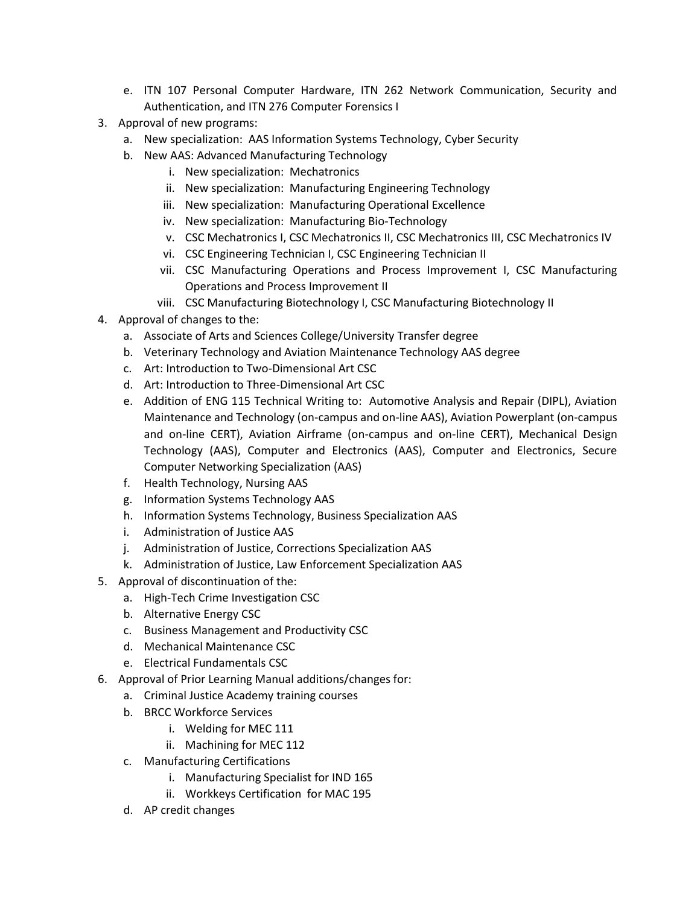e. ITN 107 Personal Computer Hardware, ITN 262 Network Communication, Security and Authentication, and ITN 276 Computer Forensics I

3. Approval of new programs:
   a. New specialization: AAS Information Systems Technology, Cyber Security
   b. New AAS: Advanced Manufacturing Technology
      i. New specialization: Mechatronics
      ii. New specialization: Manufacturing Engineering Technology
      iii. New specialization: Manufacturing Operational Excellence
      iv. New specialization: Manufacturing Bio-Technology
      v. CSC Mechatronics I, CSC Mechatronics II, CSC Mechatronics III, CSC Mechatronics IV
      vi. CSC Engineering Technician I, CSC Engineering Technician II
      vii. CSC Manufacturing Operations and Process Improvement I, CSC Manufacturing Operations and Process Improvement II
      viii. CSC Manufacturing Biotechnology I, CSC Manufacturing Biotechnology II
4. Approval of changes to the:
   a. Associate of Arts and Sciences College/University Transfer degree
   b. Veterinary Technology and Aviation Maintenance Technology AAS degree
   c. Art: Introduction to Two-Dimensional Art CSC
   d. Art: Introduction to Three-Dimensional Art CSC
   e. Addition of ENG 115 Technical Writing to: Automotive Analysis and Repair (DIPL), Aviation Maintenance and Technology (on-campus and on-line AAS), Aviation Powerplant (on-campus and on-line CERT), Aviation Airframe (on-campus and on-line CERT), Mechanical Design Technology (AAS), Computer and Electronics (AAS), Computer and Electronics, Secure Computer Networking Specialization (AAS)
   f. Health Technology, Nursing AAS
   g. Information Systems Technology AAS
   h. Information Systems Technology, Business Specialization AAS
   i. Administration of Justice AAS
   j. Administration of Justice, Corrections Specialization AAS
   k. Administration of Justice, Law Enforcement Specialization AAS
5. Approval of discontinuation of the:
   a. High-Tech Crime Investigation CSC
   b. Alternative Energy CSC
   c. Business Management and Productivity CSC
   d. Mechanical Maintenance CSC
   e. Electrical Fundamentals CSC
6. Approval of Prior Learning Manual additions/changes for:
   a. Criminal Justice Academy training courses
   b. BRCC Workforce Services
      i. Welding for MEC 111
      ii. Machining for MEC 112
   c. Manufacturing Certifications
      i. Manufacturing Specialist for IND 165
      ii. Workkeys Certification for MAC 195
   d. AP credit changes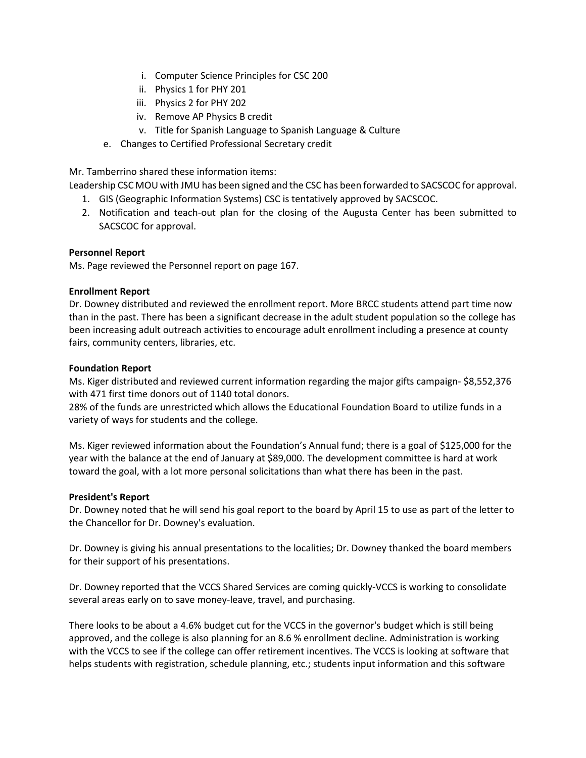i. Computer Science Principles for CSC 200
   ii. Physics 1 for PHY 201
   iii. Physics 2 for PHY 202
   iv. Remove AP Physics B credit
   v. Title for Spanish Language to Spanish Language & Culture

e. Changes to Certified Professional Secretary credit

Mr. Tamberrino shared these information items:
Leadership CSC MOU with JMU has been signed and the CSC has been forwarded to SACSCOC for approval.

1. GIS (Geographic Information Systems) CSC is tentatively approved by SACSCOC.
2. Notification and teach-out plan for the closing of the Augusta Center has been submitted to SACSCOC for approval.

**Personnel Report**
Ms. Page reviewed the Personnel report on page 167.

**Enrollment Report**
Dr. Downey distributed and reviewed the enrollment report. More BRCC students attend part time now than in the past. There has been a significant decrease in the adult student population so the college has been increasing adult outreach activities to encourage adult enrollment including a presence at county fairs, community centers, libraries, etc.

**Foundation Report**
Ms. Kiger distributed and reviewed current information regarding the major gifts campaign- $8,552,376 with 471 first time donors out of 1140 total donors.
28% of the funds are unrestricted which allows the Educational Foundation Board to utilize funds in a variety of ways for students and the college.

Ms. Kiger reviewed information about the Foundation's Annual fund; there is a goal of $125,000 for the year with the balance at the end of January at $89,000. The development committee is hard at work toward the goal, with a lot more personal solicitations than what there has been in the past.

**President's Report**
Dr. Downey noted that he will send his goal report to the board by April 15 to use as part of the letter to the Chancellor for Dr. Downey's evaluation.

Dr. Downey is giving his annual presentations to the localities; Dr. Downey thanked the board members for their support of his presentations.

Dr. Downey reported that the VCCS Shared Services are coming quickly-VCCS is working to consolidate several areas early on to save money-leave, travel, and purchasing.

There looks to be about a 4.6% budget cut for the VCCS in the governor's budget which is still being approved, and the college is also planning for an 8.6 % enrollment decline. Administration is working with the VCCS to see if the college can offer retirement incentives. The VCCS is looking at software that helps students with registration, schedule planning, etc.; students input information and this software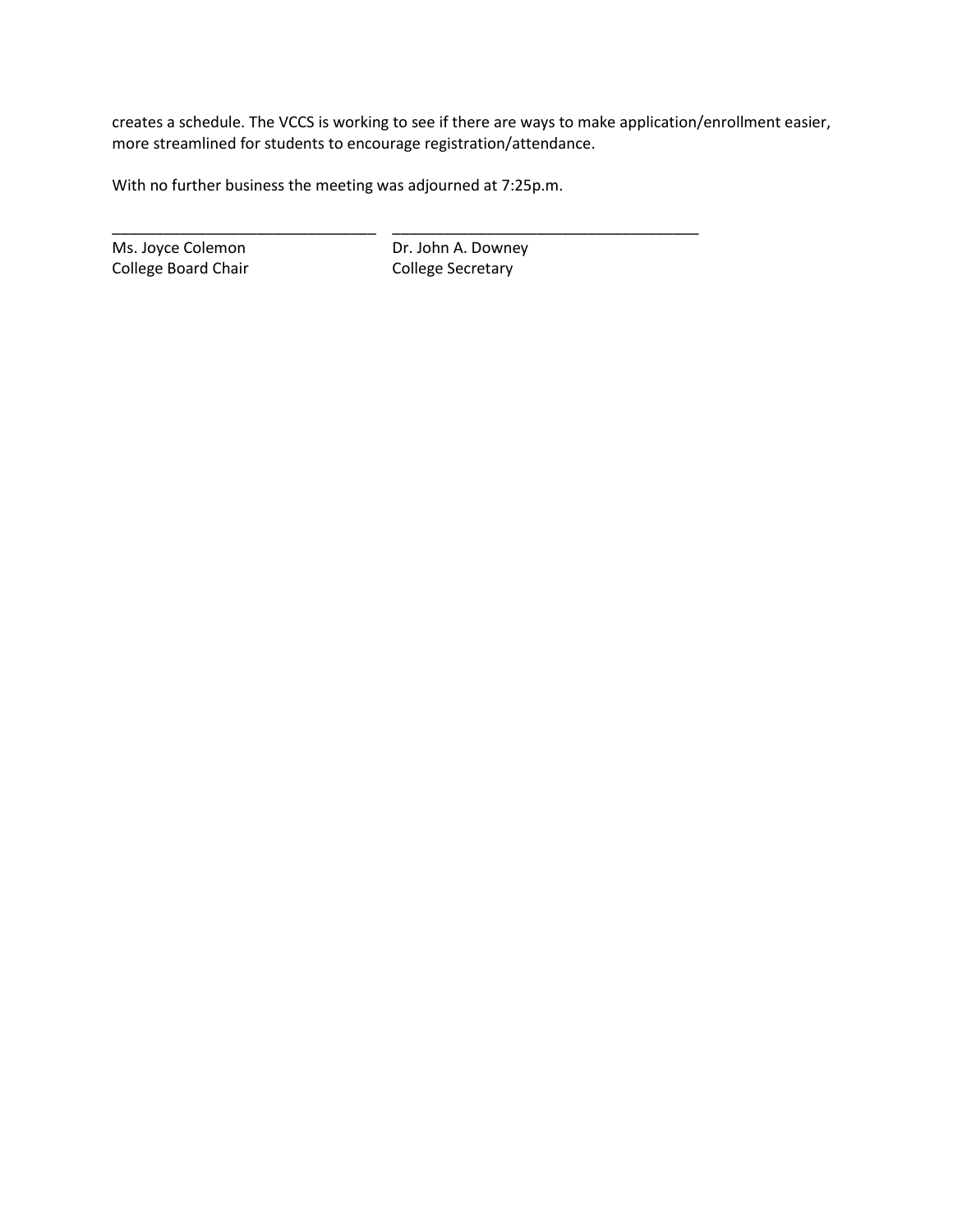creates a schedule. The VCCS is working to see if there are ways to make application/enrollment easier, more streamlined for students to encourage registration/attendance.

With no further business the meeting was adjourned at 7:25p.m.

| | |
|---|---|
| _______________________________ | ____________________________________ |
| Ms. Joyce Colemon | Dr. John A. Downey |
| College Board Chair | College Secretary |